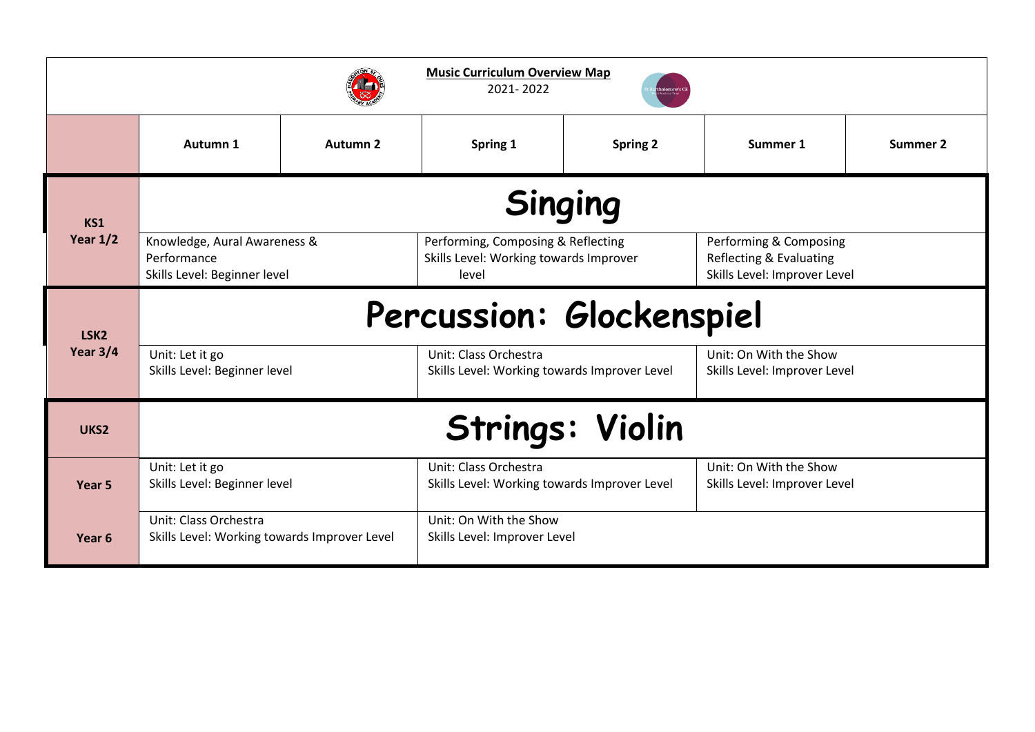## Music Curriculum Overview Map

2021- 2022

| | Autumn 1 | Autumn 2 | Spring 1 | Spring 2 | Summer 1 | Summer 2 |
|---|---|---|---|---|---|---|
| **KS1** | **Singing** | | | | | |
| **Year 1/2** | Knowledge, Aural Awareness & Performance<br>Skills Level: Beginner level | | Performing, Composing & Reflecting<br>Skills Level: Working towards Improver level | | Performing & Composing<br>Reflecting & Evaluating<br>Skills Level: Improver Level | |
| **LSK2** | **Percussion: Glockenspiel** | | | | | |
| **Year 3/4** | Unit: Let it go<br>Skills Level: Beginner level | | Unit: Class Orchestra<br>Skills Level: Working towards Improver Level | | Unit: On With the Show<br>Skills Level: Improver Level | |
| **UKS2** | **Strings: Violin** | | | | | |
| **Year 5** | Unit: Let it go<br>Skills Level: Beginner level | | Unit: Class Orchestra<br>Skills Level: Working towards Improver Level | | Unit: On With the Show<br>Skills Level: Improver Level | |
| **Year 6** | Unit: Class Orchestra<br>Skills Level: Working towards Improver Level | | Unit: On With the Show<br>Skills Level: Improver Level | | | |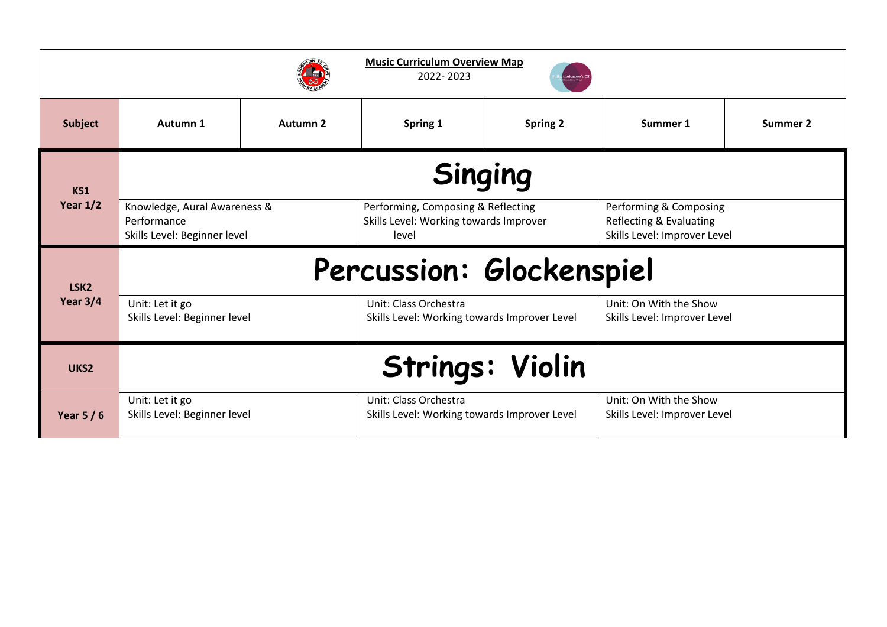**Music Curriculum Overview Map**
2022- 2023

| Subject | Autumn 1 | Autumn 2 | Spring 1 | Spring 2 | Summer 1 | Summer 2 |
| --- | --- | --- | --- | --- | --- | --- |
| KS1 Year 1/2 | **Singing** | | | | | |
| | Knowledge, Aural Awareness & Performance<br>Skills Level: Beginner level | | Performing, Composing & Reflecting<br>Skills Level: Working towards Improver level | | Performing & Composing<br>Reflecting & Evaluating<br>Skills Level: Improver Level | |
| LSK2 Year 3/4 | **Percussion: Glockenspiel** | | | | | |
| | Unit: Let it go<br>Skills Level: Beginner level | | Unit: Class Orchestra<br>Skills Level: Working towards Improver Level | | Unit: On With the Show<br>Skills Level: Improver Level | |
| UKS2 | **Strings: Violin** | | | | | |
| Year 5 / 6 | Unit: Let it go<br>Skills Level: Beginner level | | Unit: Class Orchestra<br>Skills Level: Working towards Improver Level | | Unit: On With the Show<br>Skills Level: Improver Level | |